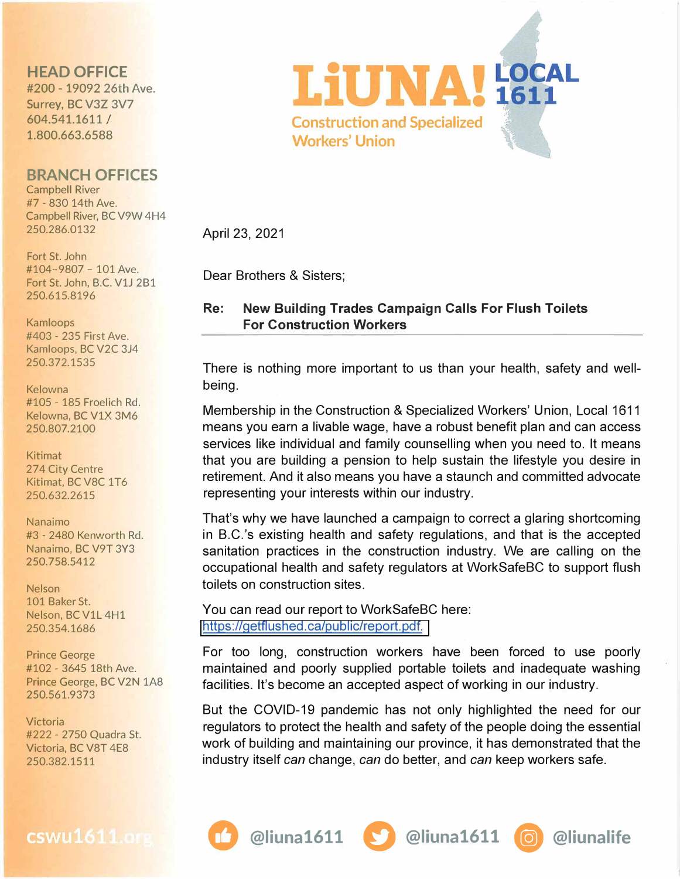# LiUNA! LOCAL 1611

Construction and Specialized Workers' Union

**HEAD OFFICE**
#200 - 19092 26th Ave.
Surrey, BC V3Z 3V7
604.541.1611 /
1.800.663.6588

**BRANCH OFFICES**

Campbell River
#7 - 830 14th Ave.
Campbell River, BC V9W 4H4
250.286.0132

Fort St. John
#104-9807 - 101 Ave.
Fort St. John, B.C. V1J 2B1
250.615.8196

Kamloops
#403 - 235 First Ave.
Kamloops, BC V2C 3J4
250.372.1535

Kelowna
#105 - 185 Froelich Rd.
Kelowna, BC V1X 3M6
250.807.2100

Kitimat
274 City Centre
Kitimat, BC V8C 1T6
250.632.2615

Nanaimo
#3 - 2480 Kenworth Rd.
Nanaimo, BC V9T 3Y3
250.758.5412

Nelson
101 Baker St.
Nelson, BC V1L 4H1
250.354.1686

Prince George
#102 - 3645 18th Ave.
Prince George, BC V2N 1A8
250.561.9373

Victoria
#222 - 2750 Quadra St.
Victoria, BC V8T 4E8
250.382.1511

cswu1611.org

April 23, 2021

Dear Brothers & Sisters;

**Re: New Building Trades Campaign Calls For Flush Toilets For Construction Workers**

There is nothing more important to us than your health, safety and well-being.

Membership in the Construction & Specialized Workers' Union, Local 1611 means you earn a livable wage, have a robust benefit plan and can access services like individual and family counselling when you need to. It means that you are building a pension to help sustain the lifestyle you desire in retirement. And it also means you have a staunch and committed advocate representing your interests within our industry.

That's why we have launched a campaign to correct a glaring shortcoming in B.C.'s existing health and safety regulations, and that is the accepted sanitation practices in the construction industry. We are calling on the occupational health and safety regulators at WorkSafeBC to support flush toilets on construction sites.

You can read our report to WorkSafeBC here: https://getflushed.ca/public/report.pdf.

For too long, construction workers have been forced to use poorly maintained and poorly supplied portable toilets and inadequate washing facilities. It's become an accepted aspect of working in our industry.

But the COVID-19 pandemic has not only highlighted the need for our regulators to protect the health and safety of the people doing the essential work of building and maintaining our province, it has demonstrated that the industry itself *can* change, *can* do better, and *can* keep workers safe.

@liuna1611 @liuna1611 @liunalife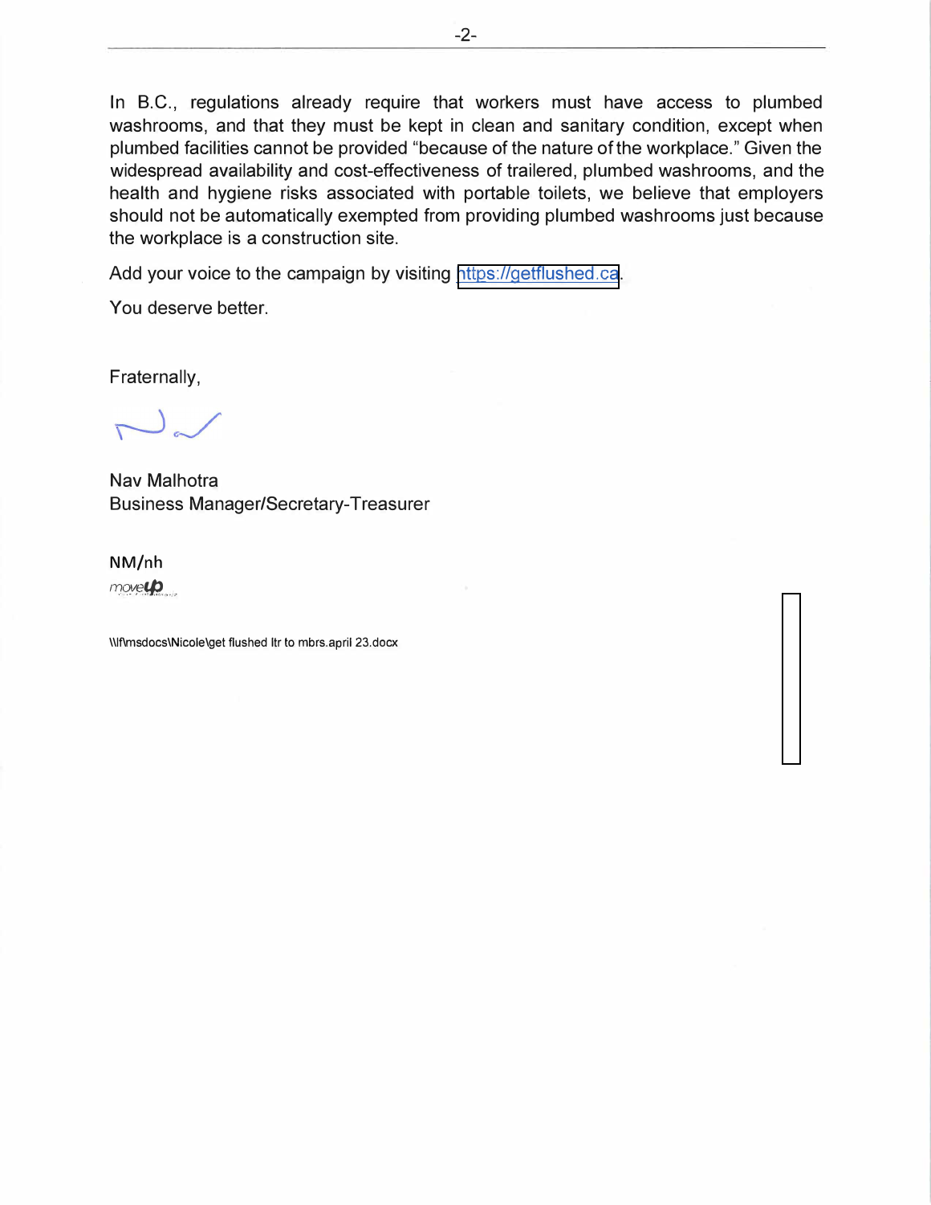In B.C., regulations already require that workers must have access to plumbed washrooms, and that they must be kept in clean and sanitary condition, except when plumbed facilities cannot be provided "because of the nature of the workplace." Given the widespread availability and cost-effectiveness of trailered, plumbed washrooms, and the health and hygiene risks associated with portable toilets, we believe that employers should not be automatically exempted from providing plumbed washrooms just because the workplace is a construction site.

Add your voice to the campaign by visiting https://getflushed.ca.

You deserve better.

Fraternally,

Nav Malhotra
Business Manager/Secretary-Treasurer

NM/nh
moveup

\\lf\msdocs\Nicole\get flushed ltr to mbrs.april 23.docx